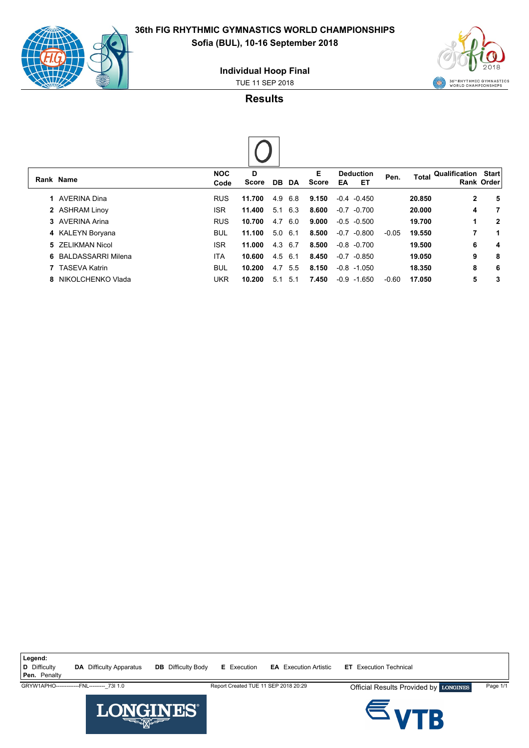# 36th FIG RHYTHMIC GYMNASTICS WORLD CHAMPIONSHIPS

**Sofia (BUL), 10-16 September 2018**

## Individual Hoop Final

TUE 11 SEP 2018

## Results

| Rank | Name | NOC Code | D Score | DB | DA | E Score | Deduction EA | Deduction ET | Pen. | Total | Qualification Rank | Start Order |
|---|---|---|---|---|---|---|---|---|---|---|---|---|
| 1 | AVERINA Dina | RUS | **11.700** | 4.9 | 6.8 | **9.150** | -0.4 | -0.450 | | **20.850** | **2** | **5** |
| 2 | ASHRAM Linoy | ISR | **11.400** | 5.1 | 6.3 | **8.600** | -0.7 | -0.700 | | **20.000** | **4** | **7** |
| 3 | AVERINA Arina | RUS | **10.700** | 4.7 | 6.0 | **9.000** | -0.5 | -0.500 | | **19.700** | **1** | **2** |
| 4 | KALEYN Boryana | BUL | **11.100** | 5.0 | 6.1 | **8.500** | -0.7 | -0.800 | -0.05 | **19.550** | **7** | **1** |
| 5 | ZELIKMAN Nicol | ISR | **11.000** | 4.3 | 6.7 | **8.500** | -0.8 | -0.700 | | **19.500** | **6** | **4** |
| 6 | BALDASSARRI Milena | ITA | **10.600** | 4.5 | 6.1 | **8.450** | -0.7 | -0.850 | | **19.050** | **9** | **8** |
| 7 | TASEVA Katrin | BUL | **10.200** | 4.7 | 5.5 | **8.150** | -0.8 | -1.050 | | **18.350** | **8** | **6** |
| 8 | NIKOLCHENKO Vlada | UKR | **10.200** | 5.1 | 5.1 | **7.450** | -0.9 | -1.650 | -0.60 | **17.050** | **5** | **3** |

**Legend:**
**D** Difficulty **DA** Difficulty Apparatus **DB** Difficulty Body **E** Execution **EA** Execution Artistic **ET** Execution Technical
**Pen.** Penalty

GRYW1APHO--------------FNL----------_73I 1.0 Report Created TUE 11 SEP 2018 20:29 Official Results Provided by LONGINES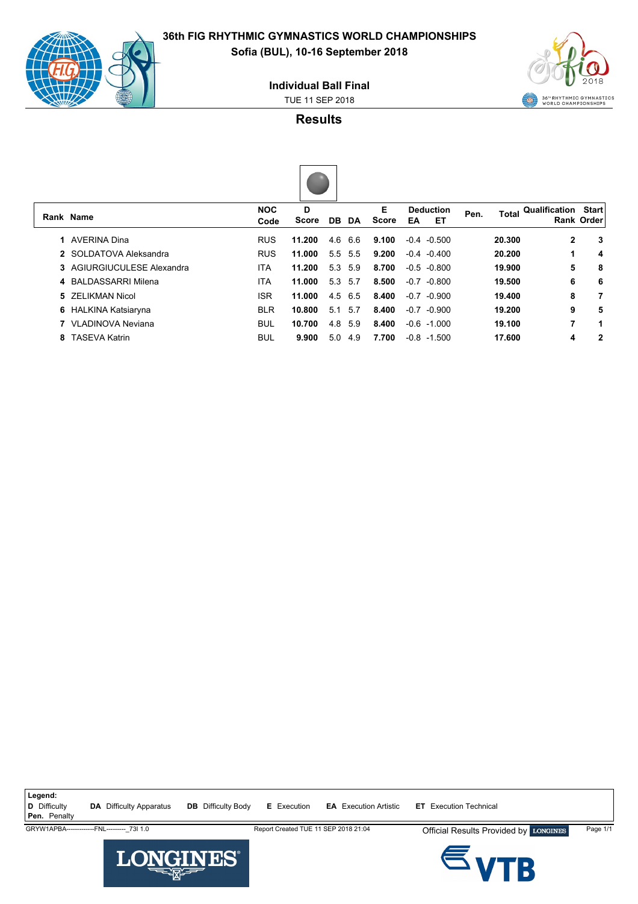# 36th FIG RHYTHMIC GYMNASTICS WORLD CHAMPIONSHIPS

**Sofia (BUL), 10-16 September 2018**

## Individual Ball Final

TUE 11 SEP 2018

## Results

| Rank | Name | NOC Code | D Score | DB | DA | E Score | Deduction EA | Deduction ET | Pen. | Total | Qualification Rank | Start Order |
|---|---|---|---|---|---|---|---|---|---|---|---|---|
| 1 | AVERINA Dina | RUS | **11.200** | 4.6 | 6.6 | **9.100** | -0.4 | -0.500 | | **20.300** | **2** | **3** |
| 2 | SOLDATOVA Aleksandra | RUS | **11.000** | 5.5 | 5.5 | **9.200** | -0.4 | -0.400 | | **20.200** | **1** | **4** |
| 3 | AGIURGIUCULESE Alexandra | ITA | **11.200** | 5.3 | 5.9 | **8.700** | -0.5 | -0.800 | | **19.900** | **5** | **8** |
| 4 | BALDASSARRI Milena | ITA | **11.000** | 5.3 | 5.7 | **8.500** | -0.7 | -0.800 | | **19.500** | **6** | **6** |
| 5 | ZELIKMAN Nicol | ISR | **11.000** | 4.5 | 6.5 | **8.400** | -0.7 | -0.900 | | **19.400** | **8** | **7** |
| 6 | HALKINA Katsiaryna | BLR | **10.800** | 5.1 | 5.7 | **8.400** | -0.7 | -0.900 | | **19.200** | **9** | **5** |
| 7 | VLADINOVA Neviana | BUL | **10.700** | 4.8 | 5.9 | **8.400** | -0.6 | -1.000 | | **19.100** | **7** | **1** |
| 8 | TASEVA Katrin | BUL | **9.900** | 5.0 | 4.9 | **7.700** | -0.8 | -1.500 | | **17.600** | **4** | **2** |

**Legend:**
**D** Difficulty **DA** Difficulty Apparatus **DB** Difficulty Body **E** Execution **EA** Execution Artistic **ET** Execution Technical
**Pen.** Penalty

GRYW1APBA-------------FNL---------_73I 1.0 Report Created TUE 11 SEP 2018 21:04 Official Results Provided by LONGINES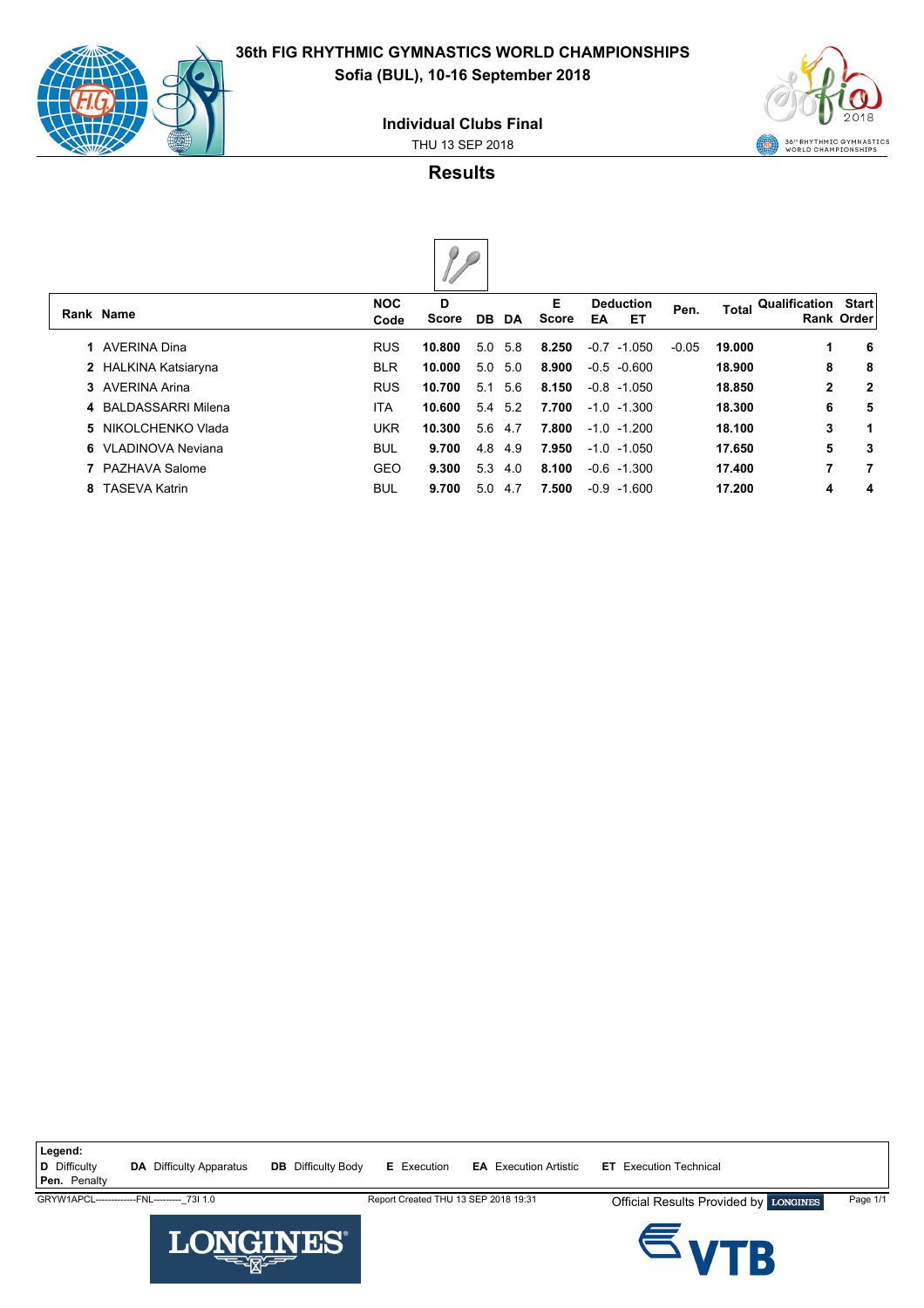# 36th FIG RHYTHMIC GYMNASTICS WORLD CHAMPIONSHIPS

**Sofia (BUL), 10-16 September 2018**

## Individual Clubs Final

THU 13 SEP 2018

### Results

| Rank | Name | NOC Code | D Score | DB | DA | E Score | Deduction EA | Deduction ET | Pen. | Total | Qualification Rank | Start Order |
|---|---|---|---|---|---|---|---|---|---|---|---|---|
| 1 | AVERINA Dina | RUS | **10.800** | 5.0 | 5.8 | **8.250** | -0.7 | -1.050 | -0.05 | **19.000** | **1** | **6** |
| 2 | HALKINA Katsiaryna | BLR | **10.000** | 5.0 | 5.0 | **8.900** | -0.5 | -0.600 | | **18.900** | **8** | **8** |
| 3 | AVERINA Arina | RUS | **10.700** | 5.1 | 5.6 | **8.150** | -0.8 | -1.050 | | **18.850** | **2** | **2** |
| 4 | BALDASSARRI Milena | ITA | **10.600** | 5.4 | 5.2 | **7.700** | -1.0 | -1.300 | | **18.300** | **6** | **5** |
| 5 | NIKOLCHENKO Vlada | UKR | **10.300** | 5.6 | 4.7 | **7.800** | -1.0 | -1.200 | | **18.100** | **3** | **1** |
| 6 | VLADINOVA Neviana | BUL | **9.700** | 4.8 | 4.9 | **7.950** | -1.0 | -1.050 | | **17.650** | **5** | **3** |
| 7 | PAZHAVA Salome | GEO | **9.300** | 5.3 | 4.0 | **8.100** | -0.6 | -1.300 | | **17.400** | **7** | **7** |
| 8 | TASEVA Katrin | BUL | **9.700** | 5.0 | 4.7 | **7.500** | -0.9 | -1.600 | | **17.200** | **4** | **4** |

**Legend:**
**D** Difficulty **DA** Difficulty Apparatus **DB** Difficulty Body **E** Execution **EA** Execution Artistic **ET** Execution Technical
**Pen.** Penalty

GRYW1APCL-------------FNL---------_73I 1.0 Report Created THU 13 SEP 2018 19:31 Official Results Provided by LONGINES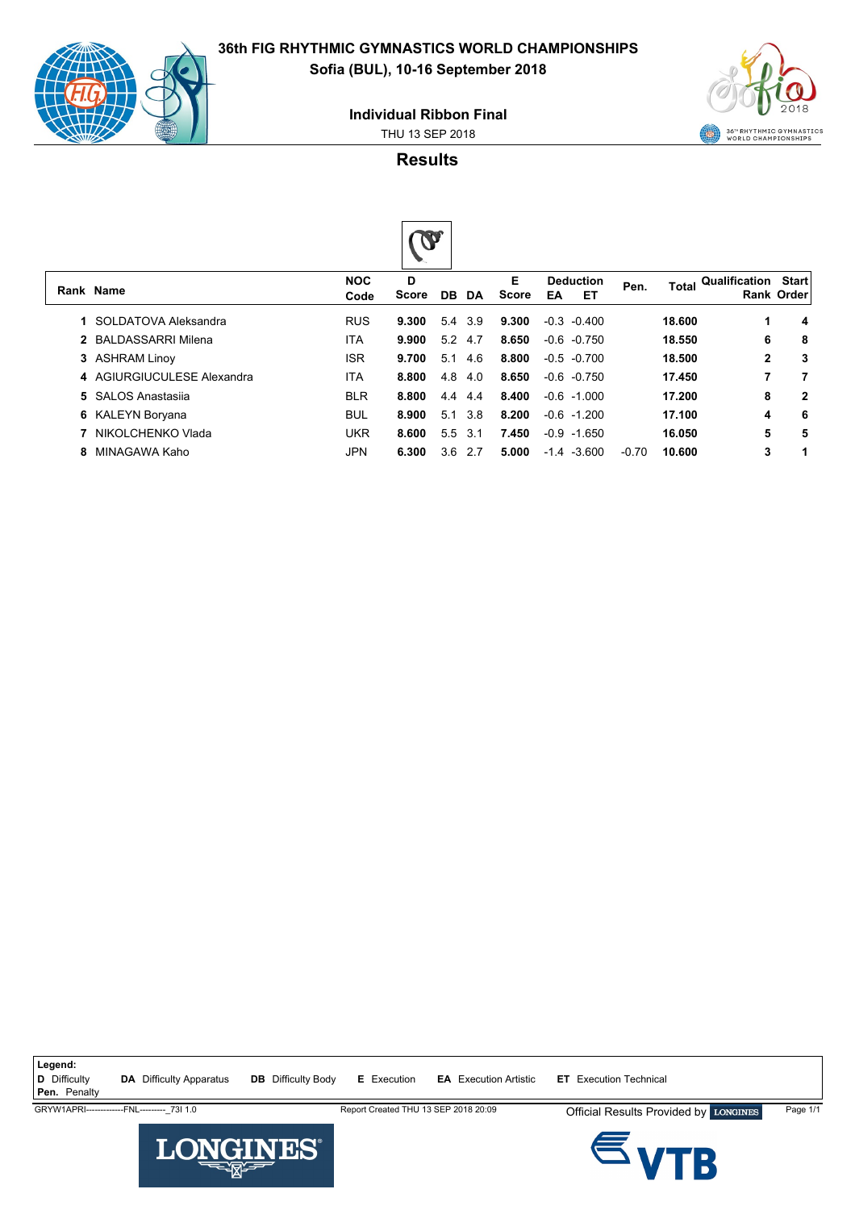# 36th FIG RHYTHMIC GYMNASTICS WORLD CHAMPIONSHIPS

**Sofia (BUL), 10-16 September 2018**

## Individual Ribbon Final

THU 13 SEP 2018

## Results

| Rank | Name | NOC Code | D Score | DB | DA | E Score | Deduction EA | Deduction ET | Pen. | Total | Qualification Rank | Start Order |
|---|---|---|---|---|---|---|---|---|---|---|---|---|
| 1 | SOLDATOVA Aleksandra | RUS | **9.300** | 5.4 | 3.9 | **9.300** | -0.3 | -0.400 | | **18.600** | **1** | **4** |
| 2 | BALDASSARRI Milena | ITA | **9.900** | 5.2 | 4.7 | **8.650** | -0.6 | -0.750 | | **18.550** | **6** | **8** |
| 3 | ASHRAM Linoy | ISR | **9.700** | 5.1 | 4.6 | **8.800** | -0.5 | -0.700 | | **18.500** | **2** | **3** |
| 4 | AGIURGIUCULESE Alexandra | ITA | **8.800** | 4.8 | 4.0 | **8.650** | -0.6 | -0.750 | | **17.450** | **7** | **7** |
| 5 | SALOS Anastasiia | BLR | **8.800** | 4.4 | 4.4 | **8.400** | -0.6 | -1.000 | | **17.200** | **8** | **2** |
| 6 | KALEYN Boryana | BUL | **8.900** | 5.1 | 3.8 | **8.200** | -0.6 | -1.200 | | **17.100** | **4** | **6** |
| 7 | NIKOLCHENKO Vlada | UKR | **8.600** | 5.5 | 3.1 | **7.450** | -0.9 | -1.650 | | **16.050** | **5** | **5** |
| 8 | MINAGAWA Kaho | JPN | **6.300** | 3.6 | 2.7 | **5.000** | -1.4 | -3.600 | -0.70 | **10.600** | **3** | **1** |

**Legend:**
**D** Difficulty **DA** Difficulty Apparatus **DB** Difficulty Body **E** Execution **EA** Execution Artistic **ET** Execution Technical
**Pen.** Penalty

GRYW1APRI-------------FNL---------_73I 1.0 Report Created THU 13 SEP 2018 20:09 Official Results Provided by LONGINES